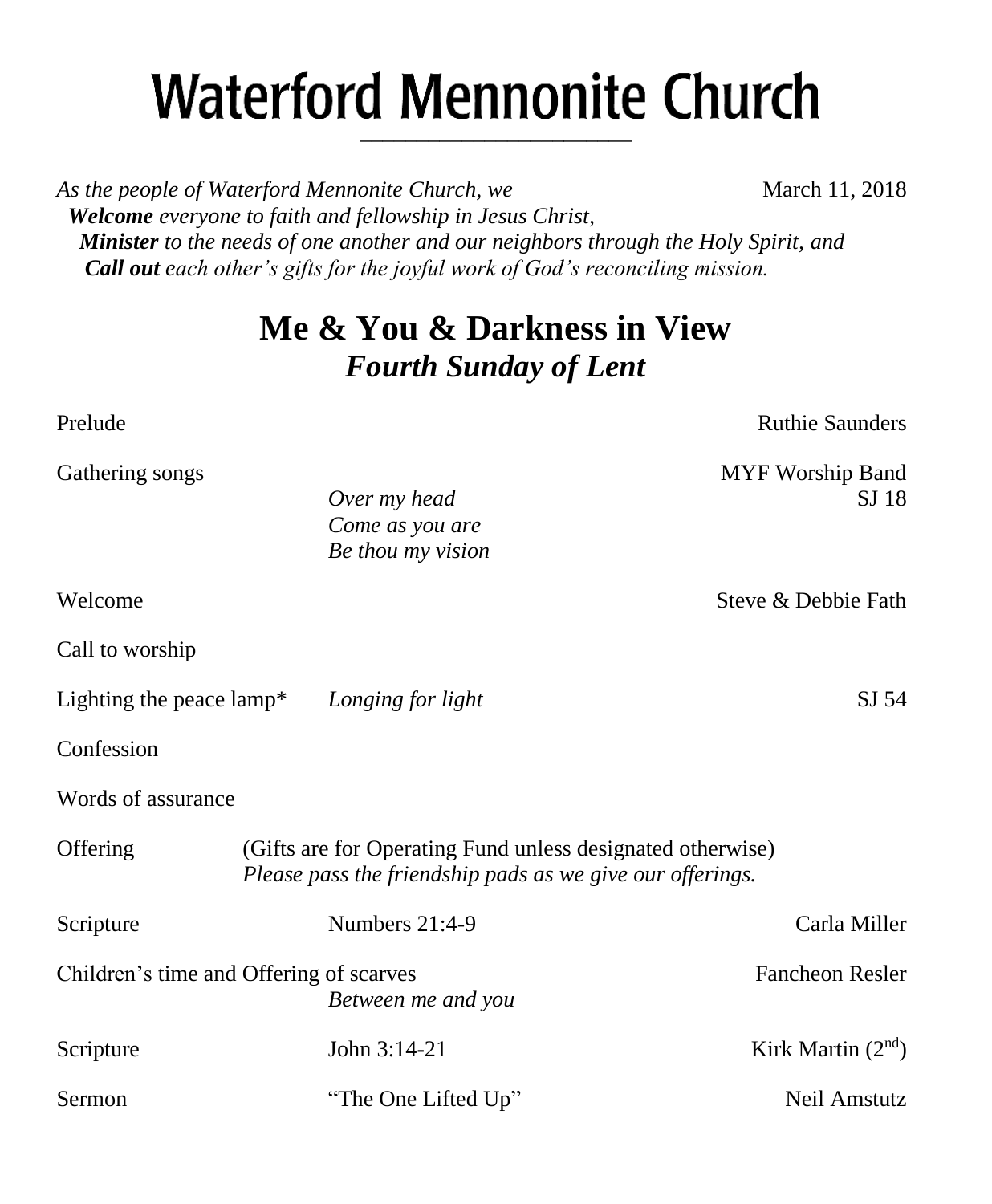# Waterford Mennonite Church

*As the people of Waterford Mennonite Church, we* March 11, 2018
***Welcome** everyone to faith and fellowship in Jesus Christ,*
***Minister** to the needs of one another and our neighbors through the Holy Spirit, and*
***Call out** each other's gifts for the joyful work of God's reconciling mission.*

## Me & You & Darkness in View
## *Fourth Sunday of Lent*

Prelude — Ruthie Saunders

Gathering songs — MYF Worship Band
- *Over my head* — SJ 18
- *Come as you are*
- *Be thou my vision*

Welcome — Steve & Debbie Fath

Call to worship

Lighting the peace lamp* — *Longing for light* — SJ 54

Confession

Words of assurance

Offering — (Gifts are for Operating Fund unless designated otherwise)
*Please pass the friendship pads as we give our offerings.*

Scripture — Numbers 21:4-9 — Carla Miller

Children's time and Offering of scarves — Fancheon Resler
*Between me and you*

Scripture — John 3:14-21 — Kirk Martin (2nd)

Sermon — "The One Lifted Up" — Neil Amstutz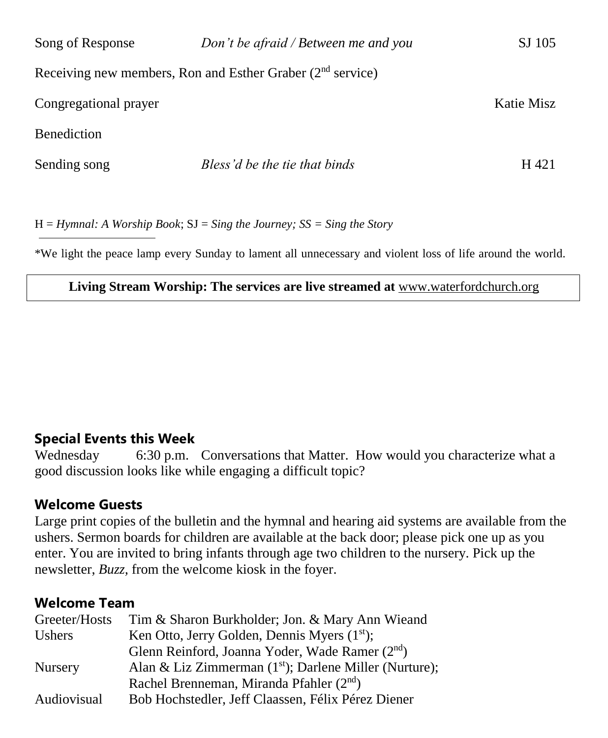| | | |
|---|---|---|
| Song of Response | *Don't be afraid / Between me and you* | SJ 105 |
| Receiving new members, Ron and Esther Graber (2nd service) | | |
| Congregational prayer | | Katie Misz |
| Benediction | | |
| Sending song | *Bless'd be the tie that binds* | H 421 |

H = *Hymnal: A Worship Book*; SJ = *Sing the Journey; SS = Sing the Story*

---

*We light the peace lamp every Sunday to lament all unnecessary and violent loss of life around the world.

**Living Stream Worship: The services are live streamed at** www.waterfordchurch.org

## Special Events this Week

Wednesday 6:30 p.m. Conversations that Matter. How would you characterize what a good discussion looks like while engaging a difficult topic?

## Welcome Guests

Large print copies of the bulletin and the hymnal and hearing aid systems are available from the ushers. Sermon boards for children are available at the back door; please pick one up as you enter. You are invited to bring infants through age two children to the nursery. Pick up the newsletter, *Buzz,* from the welcome kiosk in the foyer.

## Welcome Team

| | |
|---|---|
| Greeter/Hosts | Tim & Sharon Burkholder; Jon. & Mary Ann Wieand |
| Ushers | Ken Otto, Jerry Golden, Dennis Myers (1st); Glenn Reinford, Joanna Yoder, Wade Ramer (2nd) |
| Nursery | Alan & Liz Zimmerman (1st); Darlene Miller (Nurture); Rachel Brenneman, Miranda Pfahler (2nd) |
| Audiovisual | Bob Hochstedler, Jeff Claassen, Félix Pérez Diener |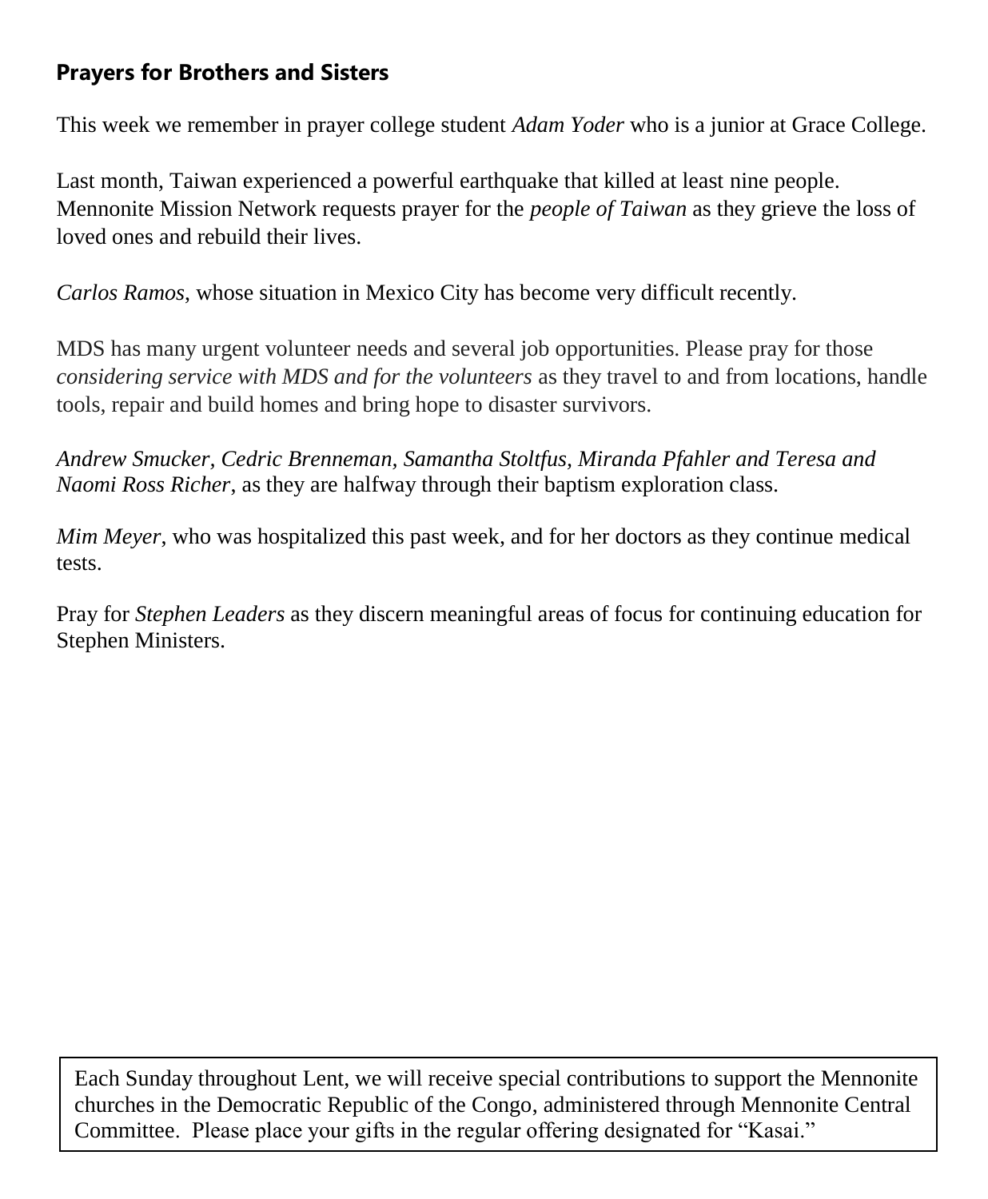**Prayers for Brothers and Sisters**

This week we remember in prayer college student *Adam Yoder* who is a junior at Grace College.

Last month, Taiwan experienced a powerful earthquake that killed at least nine people. Mennonite Mission Network requests prayer for the *people of Taiwan* as they grieve the loss of loved ones and rebuild their lives.

*Carlos Ramos*, whose situation in Mexico City has become very difficult recently.

MDS has many urgent volunteer needs and several job opportunities. Please pray for those *considering service with MDS and for the volunteers* as they travel to and from locations, handle tools, repair and build homes and bring hope to disaster survivors.

*Andrew Smucker, Cedric Brenneman, Samantha Stoltfus, Miranda Pfahler and Teresa and Naomi Ross Richer*, as they are halfway through their baptism exploration class.

*Mim Meyer*, who was hospitalized this past week, and for her doctors as they continue medical tests.

Pray for *Stephen Leaders* as they discern meaningful areas of focus for continuing education for Stephen Ministers.

Each Sunday throughout Lent, we will receive special contributions to support the Mennonite churches in the Democratic Republic of the Congo, administered through Mennonite Central Committee. Please place your gifts in the regular offering designated for "Kasai."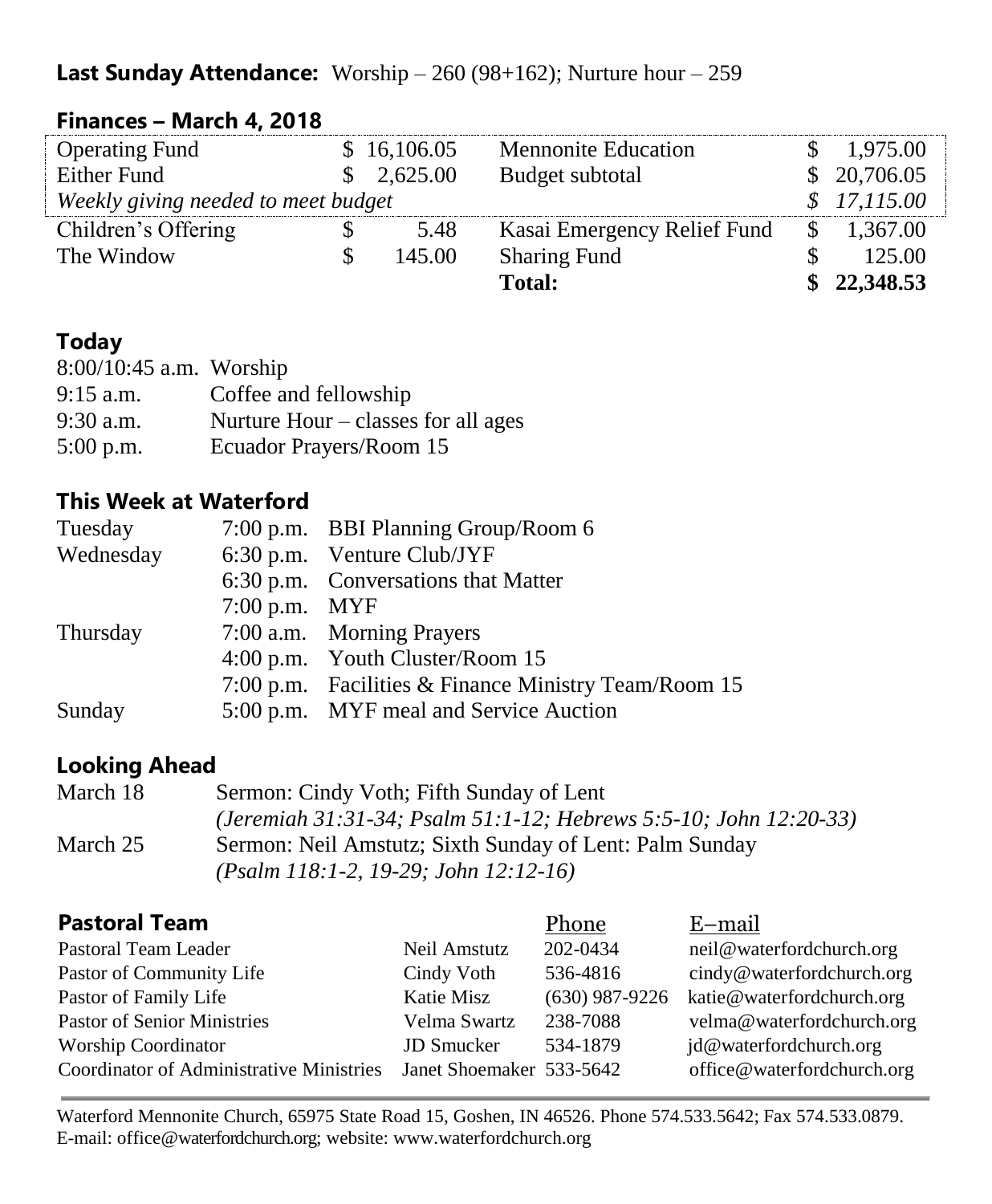**Last Sunday Attendance:** Worship – 260 (98+162); Nurture hour – 259

### Finances – March 4, 2018

| | | | |
|---|---|---|---|
| Operating Fund | $ 16,106.05 | Mennonite Education | $ 1,975.00 |
| Either Fund | $ 2,625.00 | Budget subtotal | $ 20,706.05 |
| *Weekly giving needed to meet budget* | | | *$ 17,115.00* |
| Children's Offering | $ 5.48 | Kasai Emergency Relief Fund | $ 1,367.00 |
| The Window | $ 145.00 | Sharing Fund | $ 125.00 |
| | | **Total:** | **$ 22,348.53** |

### Today

| | |
|---|---|
| 8:00/10:45 a.m. | Worship |
| 9:15 a.m. | Coffee and fellowship |
| 9:30 a.m. | Nurture Hour – classes for all ages |
| 5:00 p.m. | Ecuador Prayers/Room 15 |

### This Week at Waterford

| | | |
|---|---|---|
| Tuesday | 7:00 p.m. | BBI Planning Group/Room 6 |
| Wednesday | 6:30 p.m. | Venture Club/JYF |
| | 6:30 p.m. | Conversations that Matter |
| | 7:00 p.m. | MYF |
| Thursday | 7:00 a.m. | Morning Prayers |
| | 4:00 p.m. | Youth Cluster/Room 15 |
| | 7:00 p.m. | Facilities & Finance Ministry Team/Room 15 |
| Sunday | 5:00 p.m. | MYF meal and Service Auction |

### Looking Ahead

| | |
|---|---|
| March 18 | Sermon: Cindy Voth; Fifth Sunday of Lent |
| | *(Jeremiah 31:31-34; Psalm 51:1-12; Hebrews 5:5-10; John 12:20-33)* |
| March 25 | Sermon: Neil Amstutz; Sixth Sunday of Lent: Palm Sunday |
| | *(Psalm 118:1-2, 19-29; John 12:12-16)* |

| **Pastoral Team** | | Phone | E–mail |
|---|---|---|---|
| Pastoral Team Leader | Neil Amstutz | 202-0434 | neil@waterfordchurch.org |
| Pastor of Community Life | Cindy Voth | 536-4816 | cindy@waterfordchurch.org |
| Pastor of Family Life | Katie Misz | (630) 987-9226 | katie@waterfordchurch.org |
| Pastor of Senior Ministries | Velma Swartz | 238-7088 | velma@waterfordchurch.org |
| Worship Coordinator | JD Smucker | 534-1879 | jd@waterfordchurch.org |
| Coordinator of Administrative Ministries | Janet Shoemaker | 533-5642 | office@waterfordchurch.org |

Waterford Mennonite Church, 65975 State Road 15, Goshen, IN 46526. Phone 574.533.5642; Fax 574.533.0879. E-mail: office@waterfordchurch.org; website: www.waterfordchurch.org